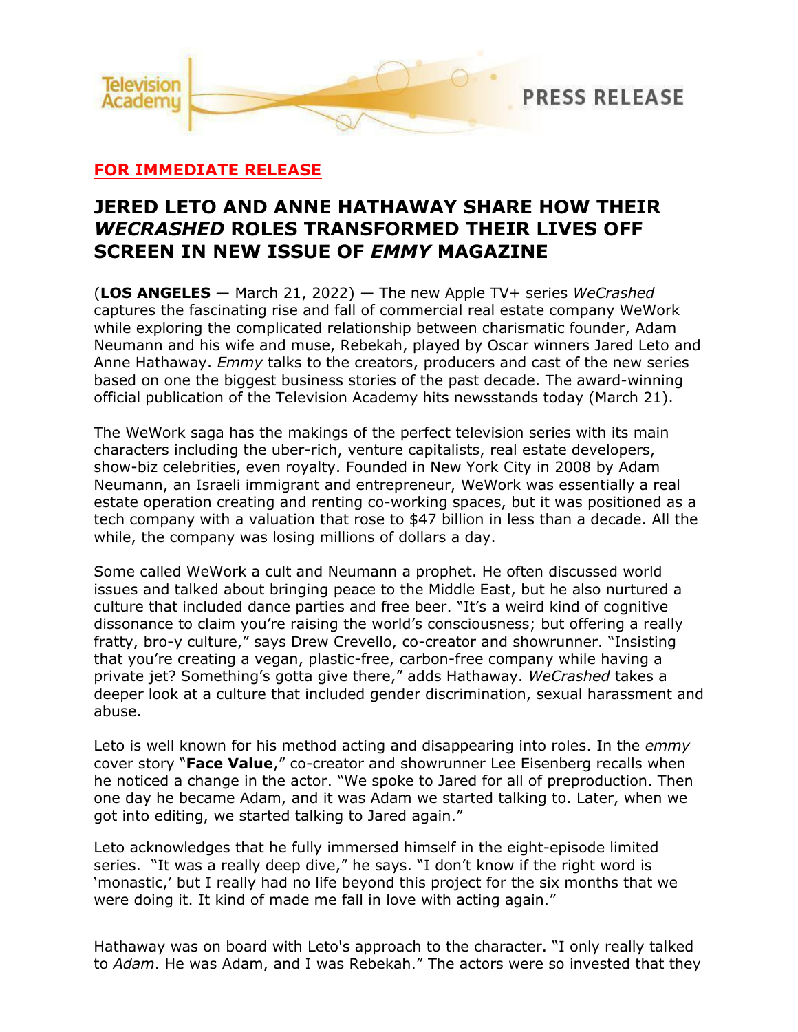Television Academy

PRESS RELEASE

**FOR IMMEDIATE RELEASE**

# JERED LETO AND ANNE HATHAWAY SHARE HOW THEIR *WECRASHED* ROLES TRANSFORMED THEIR LIVES OFF SCREEN IN NEW ISSUE OF *EMMY* MAGAZINE

(**LOS ANGELES** — March 21, 2022) — The new Apple TV+ series *WeCrashed* captures the fascinating rise and fall of commercial real estate company WeWork while exploring the complicated relationship between charismatic founder, Adam Neumann and his wife and muse, Rebekah, played by Oscar winners Jared Leto and Anne Hathaway. *Emmy* talks to the creators, producers and cast of the new series based on one the biggest business stories of the past decade. The award-winning official publication of the Television Academy hits newsstands today (March 21).

The WeWork saga has the makings of the perfect television series with its main characters including the uber-rich, venture capitalists, real estate developers, show-biz celebrities, even royalty. Founded in New York City in 2008 by Adam Neumann, an Israeli immigrant and entrepreneur, WeWork was essentially a real estate operation creating and renting co-working spaces, but it was positioned as a tech company with a valuation that rose to $47 billion in less than a decade. All the while, the company was losing millions of dollars a day.

Some called WeWork a cult and Neumann a prophet. He often discussed world issues and talked about bringing peace to the Middle East, but he also nurtured a culture that included dance parties and free beer. "It's a weird kind of cognitive dissonance to claim you're raising the world's consciousness; but offering a really fratty, bro-y culture," says Drew Crevello, co-creator and showrunner. "Insisting that you're creating a vegan, plastic-free, carbon-free company while having a private jet? Something's gotta give there," adds Hathaway. *WeCrashed* takes a deeper look at a culture that included gender discrimination, sexual harassment and abuse.

Leto is well known for his method acting and disappearing into roles. In the *emmy* cover story "**Face Value**," co-creator and showrunner Lee Eisenberg recalls when he noticed a change in the actor. "We spoke to Jared for all of preproduction. Then one day he became Adam, and it was Adam we started talking to. Later, when we got into editing, we started talking to Jared again."

Leto acknowledges that he fully immersed himself in the eight-episode limited series. "It was a really deep dive," he says. "I don't know if the right word is 'monastic,' but I really had no life beyond this project for the six months that we were doing it. It kind of made me fall in love with acting again."

Hathaway was on board with Leto's approach to the character. "I only really talked to *Adam*. He was Adam, and I was Rebekah." The actors were so invested that they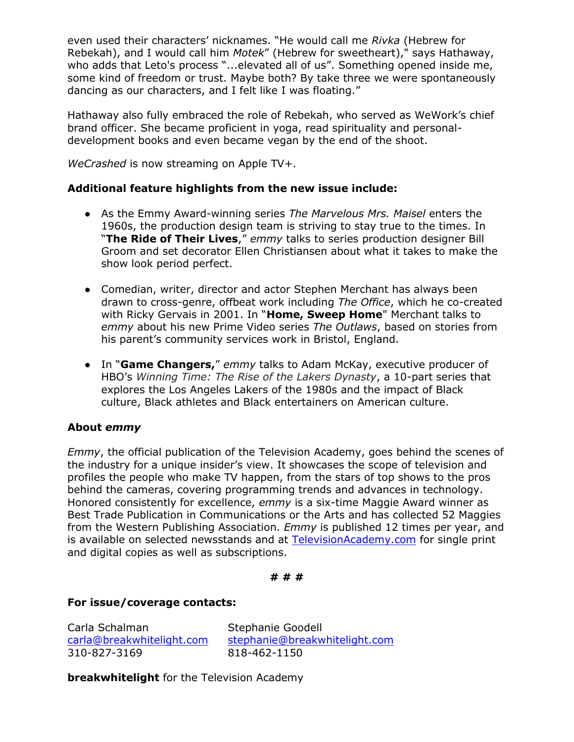even used their characters' nicknames. "He would call me *Rivka* (Hebrew for Rebekah), and I would call him *Motek*" (Hebrew for sweetheart)," says Hathaway, who adds that Leto's process "...elevated all of us". Something opened inside me, some kind of freedom or trust. Maybe both? By take three we were spontaneously dancing as our characters, and I felt like I was floating."

Hathaway also fully embraced the role of Rebekah, who served as WeWork's chief brand officer. She became proficient in yoga, read spirituality and personal-development books and even became vegan by the end of the shoot.

*WeCrashed* is now streaming on Apple TV+.

**Additional feature highlights from the new issue include:**

- As the Emmy Award-winning series *The Marvelous Mrs. Maisel* enters the 1960s, the production design team is striving to stay true to the times. In "**The Ride of Their Lives**," *emmy* talks to series production designer Bill Groom and set decorator Ellen Christiansen about what it takes to make the show look period perfect.

- Comedian, writer, director and actor Stephen Merchant has always been drawn to cross-genre, offbeat work including *The Office*, which he co-created with Ricky Gervais in 2001. In "**Home, Sweep Home**" Merchant talks to *emmy* about his new Prime Video series *The Outlaws*, based on stories from his parent's community services work in Bristol, England.

- In "**Game Changers,**" *emmy* talks to Adam McKay, executive producer of HBO's *Winning Time: The Rise of the Lakers Dynasty*, a 10-part series that explores the Los Angeles Lakers of the 1980s and the impact of Black culture, Black athletes and Black entertainers on American culture.

**About *emmy***

*Emmy*, the official publication of the Television Academy, goes behind the scenes of the industry for a unique insider's view. It showcases the scope of television and profiles the people who make TV happen, from the stars of top shows to the pros behind the cameras, covering programming trends and advances in technology. Honored consistently for excellence, *emmy* is a six-time Maggie Award winner as Best Trade Publication in Communications or the Arts and has collected 52 Maggies from the Western Publishing Association. *Emmy* is published 12 times per year, and is available on selected newsstands and at TelevisionAcademy.com for single print and digital copies as well as subscriptions.

**# # #**

**For issue/coverage contacts:**

| | |
|---|---|
| Carla Schalman | Stephanie Goodell |
| carla@breakwhitelight.com | stephanie@breakwhitelight.com |
| 310-827-3169 | 818-462-1150 |

**breakwhitelight** for the Television Academy